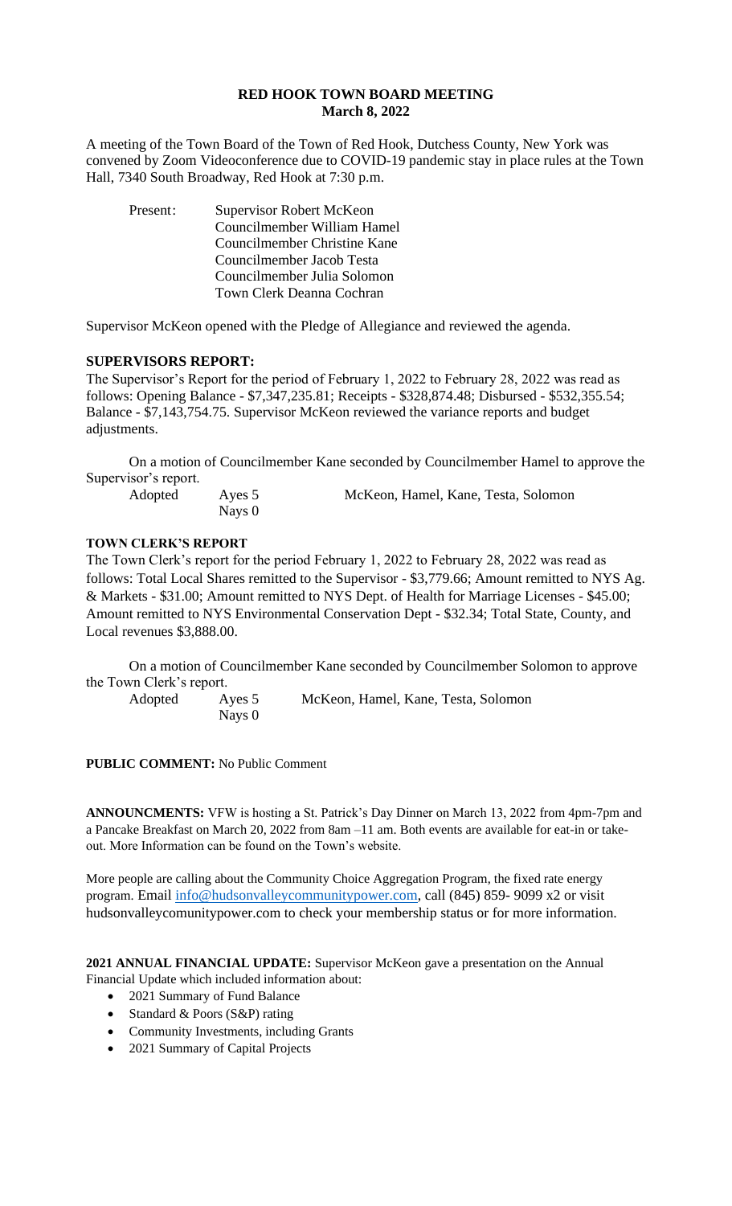# RED HOOK TOWN BOARD MEETING
**March 8, 2022**

A meeting of the Town Board of the Town of Red Hook, Dutchess County, New York was convened by Zoom Videoconference due to COVID-19 pandemic stay in place rules at the Town Hall, 7340 South Broadway, Red Hook at 7:30 p.m.

Present: Supervisor Robert McKeon
Councilmember William Hamel
Councilmember Christine Kane
Councilmember Jacob Testa
Councilmember Julia Solomon
Town Clerk Deanna Cochran

Supervisor McKeon opened with the Pledge of Allegiance and reviewed the agenda.

**SUPERVISORS REPORT:**

The Supervisor's Report for the period of February 1, 2022 to February 28, 2022 was read as follows: Opening Balance - $7,347,235.81; Receipts - $328,874.48; Disbursed - $532,355.54; Balance - $7,143,754.75. Supervisor McKeon reviewed the variance reports and budget adjustments.

On a motion of Councilmember Kane seconded by Councilmember Hamel to approve the Supervisor's report.

Adopted Ayes 5 McKeon, Hamel, Kane, Testa, Solomon
Nays 0

**TOWN CLERK'S REPORT**

The Town Clerk's report for the period February 1, 2022 to February 28, 2022 was read as follows: Total Local Shares remitted to the Supervisor - $3,779.66; Amount remitted to NYS Ag. & Markets - $31.00; Amount remitted to NYS Dept. of Health for Marriage Licenses - $45.00; Amount remitted to NYS Environmental Conservation Dept - $32.34; Total State, County, and Local revenues $3,888.00.

On a motion of Councilmember Kane seconded by Councilmember Solomon to approve the Town Clerk's report.

Adopted Ayes 5 McKeon, Hamel, Kane, Testa, Solomon
Nays 0

**PUBLIC COMMENT:** No Public Comment

**ANNOUNCMENTS:** VFW is hosting a St. Patrick's Day Dinner on March 13, 2022 from 4pm-7pm and a Pancake Breakfast on March 20, 2022 from 8am –11 am. Both events are available for eat-in or take-out. More Information can be found on the Town's website.

More people are calling about the Community Choice Aggregation Program, the fixed rate energy program. Email info@hudsonvalleycommunitypower.com, call (845) 859- 9099 x2 or visit hudsonvalleycomunitypower.com to check your membership status or for more information.

**2021 ANNUAL FINANCIAL UPDATE:** Supervisor McKeon gave a presentation on the Annual Financial Update which included information about:

- 2021 Summary of Fund Balance
- Standard & Poors (S&P) rating
- Community Investments, including Grants
- 2021 Summary of Capital Projects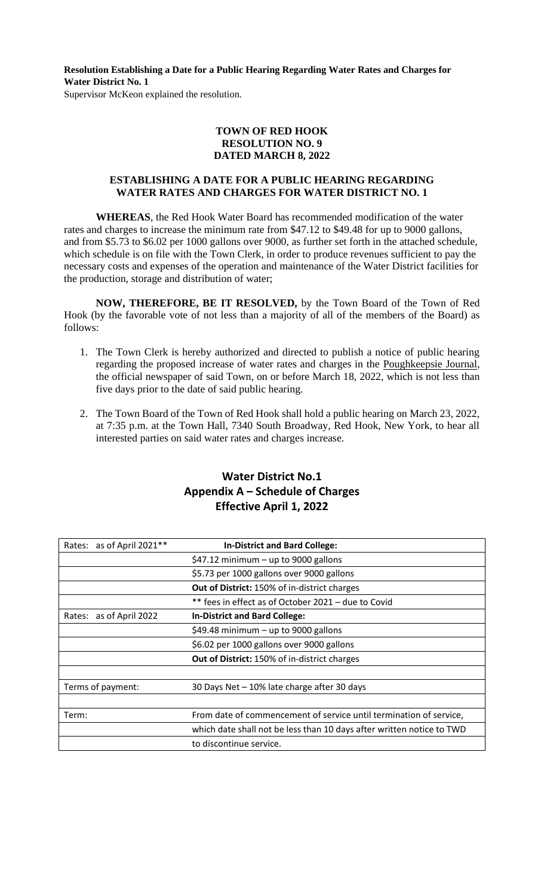**Resolution Establishing a Date for a Public Hearing Regarding Water Rates and Charges for Water District No. 1**

Supervisor McKeon explained the resolution.

**TOWN OF RED HOOK**
**RESOLUTION NO. 9**
**DATED MARCH 8, 2022**

**ESTABLISHING A DATE FOR A PUBLIC HEARING REGARDING WATER RATES AND CHARGES FOR WATER DISTRICT NO. 1**

**WHEREAS**, the Red Hook Water Board has recommended modification of the water rates and charges to increase the minimum rate from $47.12 to $49.48 for up to 9000 gallons, and from $5.73 to $6.02 per 1000 gallons over 9000, as further set forth in the attached schedule, which schedule is on file with the Town Clerk, in order to produce revenues sufficient to pay the necessary costs and expenses of the operation and maintenance of the Water District facilities for the production, storage and distribution of water;

**NOW, THEREFORE, BE IT RESOLVED,** by the Town Board of the Town of Red Hook (by the favorable vote of not less than a majority of all of the members of the Board) as follows:

1. The Town Clerk is hereby authorized and directed to publish a notice of public hearing regarding the proposed increase of water rates and charges in the Poughkeepsie Journal, the official newspaper of said Town, on or before March 18, 2022, which is not less than five days prior to the date of said public hearing.
2. The Town Board of the Town of Red Hook shall hold a public hearing on March 23, 2022, at 7:35 p.m. at the Town Hall, 7340 South Broadway, Red Hook, New York, to hear all interested parties on said water rates and charges increase.

## Water District No.1
## Appendix A – Schedule of Charges
## Effective April 1, 2022

| Rates: as of April 2021** | **In-District and Bard College:** |
|---|---|
| | $47.12 minimum – up to 9000 gallons |
| | $5.73 per 1000 gallons over 9000 gallons |
| | **Out of District:** 150% of in-district charges |
| | ** fees in effect as of October 2021 – due to Covid |
| Rates: as of April 2022 | **In-District and Bard College:** |
| | $49.48 minimum – up to 9000 gallons |
| | $6.02 per 1000 gallons over 9000 gallons |
| | **Out of District:** 150% of in-district charges |
| | |
| Terms of payment: | 30 Days Net – 10% late charge after 30 days |
| | |
| Term: | From date of commencement of service until termination of service, |
| | which date shall not be less than 10 days after written notice to TWD |
| | to discontinue service. |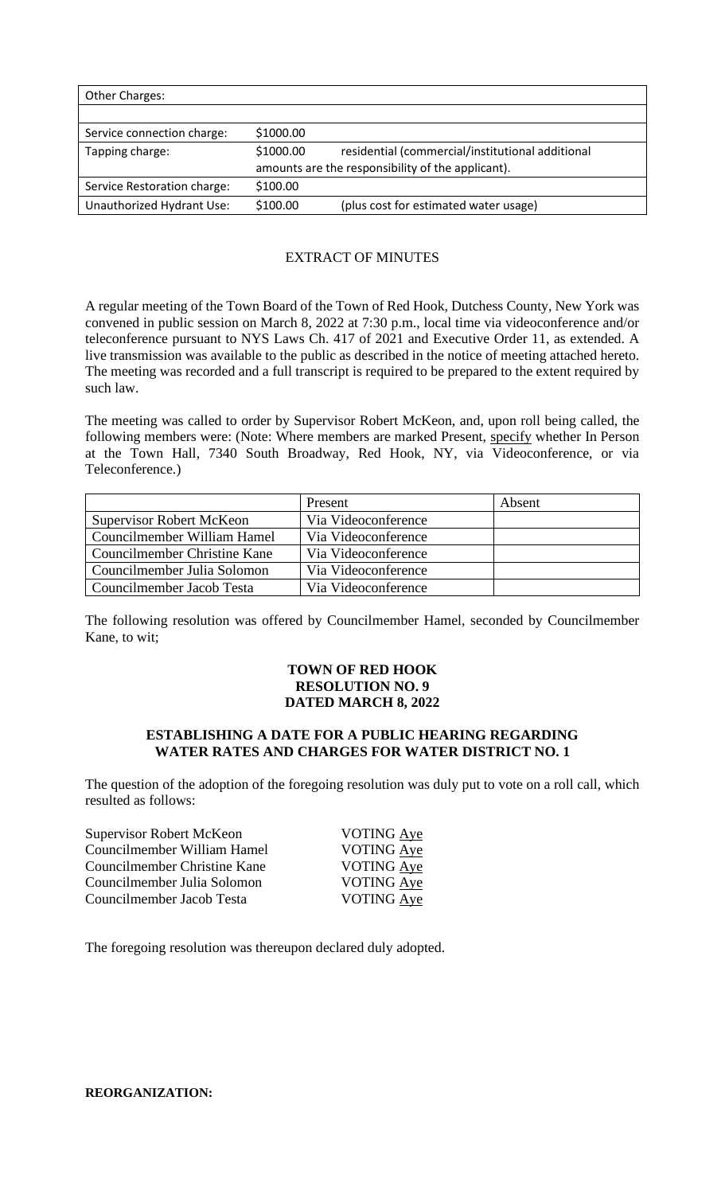| Other Charges: | | |
|---|---|---|
| | | |
| Service connection charge: | $1000.00 | |
| Tapping charge: | $1000.00 | residential (commercial/institutional additional amounts are the responsibility of the applicant). |
| Service Restoration charge: | $100.00 | |
| Unauthorized Hydrant Use: | $100.00 | (plus cost for estimated water usage) |

EXTRACT OF MINUTES

A regular meeting of the Town Board of the Town of Red Hook, Dutchess County, New York was convened in public session on March 8, 2022 at 7:30 p.m., local time via videoconference and/or teleconference pursuant to NYS Laws Ch. 417 of 2021 and Executive Order 11, as extended. A live transmission was available to the public as described in the notice of meeting attached hereto. The meeting was recorded and a full transcript is required to be prepared to the extent required by such law.

The meeting was called to order by Supervisor Robert McKeon, and, upon roll being called, the following members were: (Note: Where members are marked Present, specify whether In Person at the Town Hall, 7340 South Broadway, Red Hook, NY, via Videoconference, or via Teleconference.)

| | Present | Absent |
|---|---|---|
| Supervisor Robert McKeon | Via Videoconference | |
| Councilmember William Hamel | Via Videoconference | |
| Councilmember Christine Kane | Via Videoconference | |
| Councilmember Julia Solomon | Via Videoconference | |
| Councilmember Jacob Testa | Via Videoconference | |

The following resolution was offered by Councilmember Hamel, seconded by Councilmember Kane, to wit;

**TOWN OF RED HOOK**
**RESOLUTION NO. 9**
**DATED MARCH 8, 2022**

**ESTABLISHING A DATE FOR A PUBLIC HEARING REGARDING WATER RATES AND CHARGES FOR WATER DISTRICT NO. 1**

The question of the adoption of the foregoing resolution was duly put to vote on a roll call, which resulted as follows:

| | |
|---|---|
| Supervisor Robert McKeon | VOTING Aye |
| Councilmember William Hamel | VOTING Aye |
| Councilmember Christine Kane | VOTING Aye |
| Councilmember Julia Solomon | VOTING Aye |
| Councilmember Jacob Testa | VOTING Aye |

The foregoing resolution was thereupon declared duly adopted.

**REORGANIZATION:**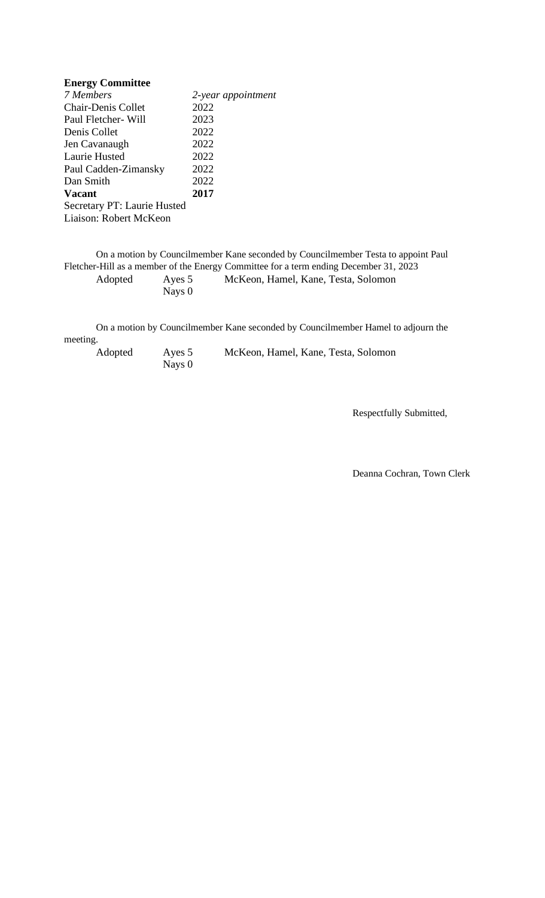**Energy Committee**

| | |
|---|---|
| *7 Members* | *2-year appointment* |
| Chair-Denis Collet | 2022 |
| Paul Fletcher- Will | 2023 |
| Denis Collet | 2022 |
| Jen Cavanaugh | 2022 |
| Laurie Husted | 2022 |
| Paul Cadden-Zimansky | 2022 |
| Dan Smith | 2022 |
| **Vacant** | **2017** |

Secretary PT: Laurie Husted
Liaison: Robert McKeon

On a motion by Councilmember Kane seconded by Councilmember Testa to appoint Paul Fletcher-Hill as a member of the Energy Committee for a term ending December 31, 2023

| | | |
|---|---|---|
| Adopted | Ayes 5 | McKeon, Hamel, Kane, Testa, Solomon |
| | Nays 0 | |

On a motion by Councilmember Kane seconded by Councilmember Hamel to adjourn the meeting.

| | | |
|---|---|---|
| Adopted | Ayes 5 | McKeon, Hamel, Kane, Testa, Solomon |
| | Nays 0 | |

Respectfully Submitted,

Deanna Cochran, Town Clerk